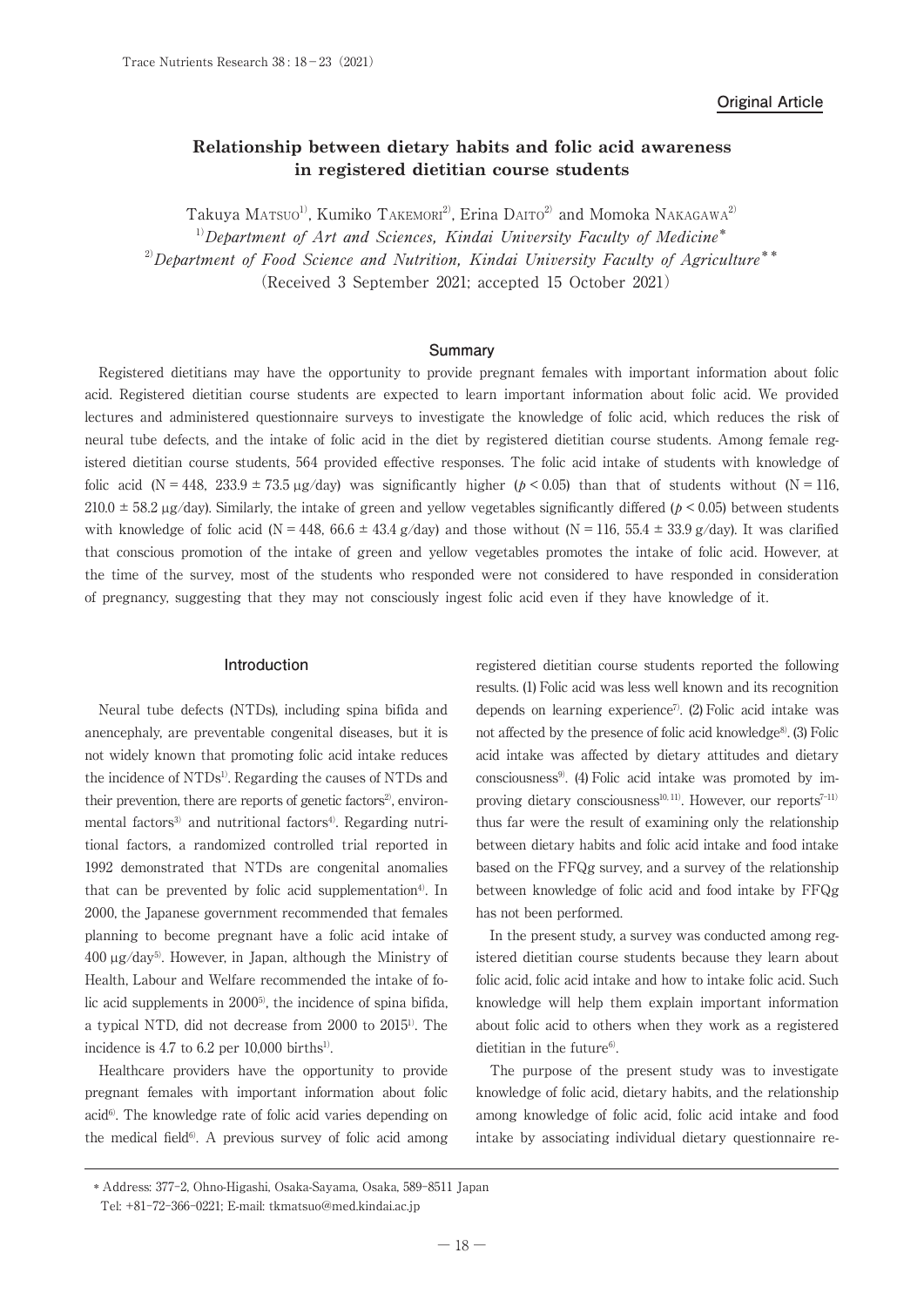Original Article

# Relationship between dietary habits and folic acid awareness in registered dietitian course students

Takuya MATSUO[1)], Kumiko TAKEMORI[2)], Erina DAITO[2)] and Momoka NAKAGAWA[2)]

[1)]*Department of Art and Sciences, Kindai University Faculty of Medicine*[*]

[2)]*Department of Food Science and Nutrition, Kindai University Faculty of Agriculture*[**]

(Received 3 September 2021; accepted 15 October 2021)

## Summary

Registered dietitians may have the opportunity to provide pregnant females with important information about folic acid. Registered dietitian course students are expected to learn important information about folic acid. We provided lectures and administered questionnaire surveys to investigate the knowledge of folic acid, which reduces the risk of neural tube defects, and the intake of folic acid in the diet by registered dietitian course students. Among female registered dietitian course students, 564 provided effective responses. The folic acid intake of students with knowledge of folic acid (N = 448, 233.9 ± 73.5 μg/day) was significantly higher ($p < 0.05$) than that of students without (N = 116, 210.0 ± 58.2 μg/day). Similarly, the intake of green and yellow vegetables significantly differed ($p < 0.05$) between students with knowledge of folic acid (N = 448, 66.6 ± 43.4 g/day) and those without (N = 116, 55.4 ± 33.9 g/day). It was clarified that conscious promotion of the intake of green and yellow vegetables promotes the intake of folic acid. However, at the time of the survey, most of the students who responded were not considered to have responded in consideration of pregnancy, suggesting that they may not consciously ingest folic acid even if they have knowledge of it.

## Introduction

Neural tube defects (NTDs), including spina bifida and anencephaly, are preventable congenital diseases, but it is not widely known that promoting folic acid intake reduces the incidence of NTDs[1)]. Regarding the causes of NTDs and their prevention, there are reports of genetic factors[2)], environmental factors[3)] and nutritional factors[4)]. Regarding nutritional factors, a randomized controlled trial reported in 1992 demonstrated that NTDs are congenital anomalies that can be prevented by folic acid supplementation[4)]. In 2000, the Japanese government recommended that females planning to become pregnant have a folic acid intake of 400 μg/day[5)]. However, in Japan, although the Ministry of Health, Labour and Welfare recommended the intake of folic acid supplements in 2000[5)], the incidence of spina bifida, a typical NTD, did not decrease from 2000 to 2015[1)]. The incidence is 4.7 to 6.2 per 10,000 births[1)].

Healthcare providers have the opportunity to provide pregnant females with important information about folic acid[6)]. The knowledge rate of folic acid varies depending on the medical field[6)]. A previous survey of folic acid among registered dietitian course students reported the following results. (1) Folic acid was less well known and its recognition depends on learning experience[7)]. (2) Folic acid intake was not affected by the presence of folic acid knowledge[8)]. (3) Folic acid intake was affected by dietary attitudes and dietary consciousness[9)]. (4) Folic acid intake was promoted by improving dietary consciousness[10, 11)]. However, our reports[7–11)] thus far were the result of examining only the relationship between dietary habits and folic acid intake and food intake based on the FFQg survey, and a survey of the relationship between knowledge of folic acid and food intake by FFQg has not been performed.

In the present study, a survey was conducted among registered dietitian course students because they learn about folic acid, folic acid intake and how to intake folic acid. Such knowledge will help them explain important information about folic acid to others when they work as a registered dietitian in the future[6)].

The purpose of the present study was to investigate knowledge of folic acid, dietary habits, and the relationship among knowledge of folic acid, folic acid intake and food intake by associating individual dietary questionnaire re-

---

* Address: 377-2, Ohno-Higashi, Osaka-Sayama, Osaka, 589-8511 Japan
Tel: +81-72-366-0221; E-mail: tkmatsuo@med.kindai.ac.jp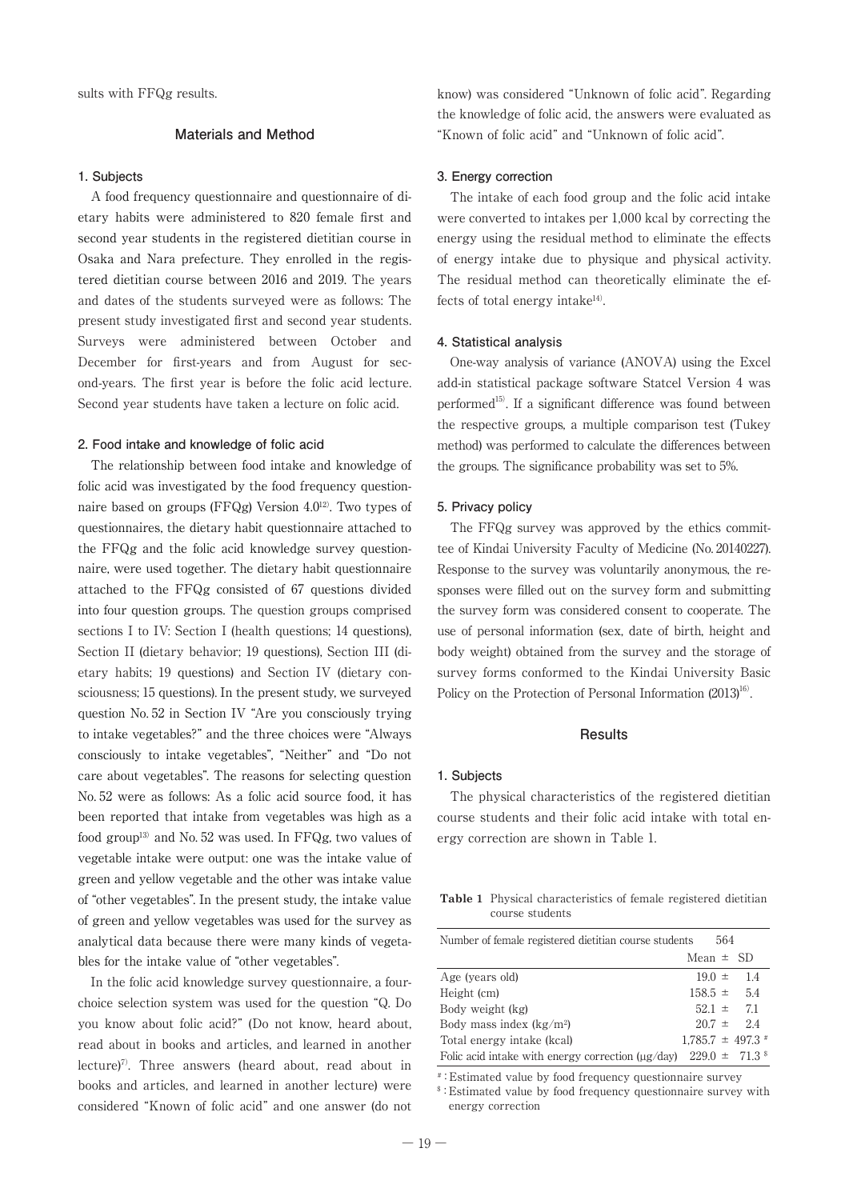sults with FFQg results.

## Materials and Method

### 1. Subjects

A food frequency questionnaire and questionnaire of dietary habits were administered to 820 female first and second year students in the registered dietitian course in Osaka and Nara prefecture. They enrolled in the registered dietitian course between 2016 and 2019. The years and dates of the students surveyed were as follows: The present study investigated first and second year students. Surveys were administered between October and December for first-years and from August for second-years. The first year is before the folic acid lecture. Second year students have taken a lecture on folic acid.

### 2. Food intake and knowledge of folic acid

The relationship between food intake and knowledge of folic acid was investigated by the food frequency questionnaire based on groups (FFQg) Version 4.0[12]. Two types of questionnaires, the dietary habit questionnaire attached to the FFQg and the folic acid knowledge survey questionnaire, were used together. The dietary habit questionnaire attached to the FFQg consisted of 67 questions divided into four question groups. The question groups comprised sections I to IV: Section I (health questions; 14 questions), Section II (dietary behavior; 19 questions), Section III (dietary habits; 19 questions) and Section IV (dietary consciousness; 15 questions). In the present study, we surveyed question No. 52 in Section IV "Are you consciously trying to intake vegetables?" and the three choices were "Always consciously to intake vegetables", "Neither" and "Do not care about vegetables". The reasons for selecting question No. 52 were as follows: As a folic acid source food, it has been reported that intake from vegetables was high as a food group[13] and No. 52 was used. In FFQg, two values of vegetable intake were output: one was the intake value of green and yellow vegetable and the other was intake value of "other vegetables". In the present study, the intake value of green and yellow vegetables was used for the survey as analytical data because there were many kinds of vegetables for the intake value of "other vegetables".

In the folic acid knowledge survey questionnaire, a four-choice selection system was used for the question "Q. Do you know about folic acid?" (Do not know, heard about, read about in books and articles, and learned in another lecture)[7]. Three answers (heard about, read about in books and articles, and learned in another lecture) were considered "Known of folic acid" and one answer (do not know) was considered "Unknown of folic acid". Regarding the knowledge of folic acid, the answers were evaluated as "Known of folic acid" and "Unknown of folic acid".

### 3. Energy correction

The intake of each food group and the folic acid intake were converted to intakes per 1,000 kcal by correcting the energy using the residual method to eliminate the effects of energy intake due to physique and physical activity. The residual method can theoretically eliminate the effects of total energy intake[14].

### 4. Statistical analysis

One-way analysis of variance (ANOVA) using the Excel add-in statistical package software Statcel Version 4 was performed[15]. If a significant difference was found between the respective groups, a multiple comparison test (Tukey method) was performed to calculate the differences between the groups. The significance probability was set to 5%.

### 5. Privacy policy

The FFQg survey was approved by the ethics committee of Kindai University Faculty of Medicine (No. 20140227). Response to the survey was voluntarily anonymous, the responses were filled out on the survey form and submitting the survey form was considered consent to cooperate. The use of personal information (sex, date of birth, height and body weight) obtained from the survey and the storage of survey forms conformed to the Kindai University Basic Policy on the Protection of Personal Information (2013)[16].

## Results

### 1. Subjects

The physical characteristics of the registered dietitian course students and their folic acid intake with total energy correction are shown in Table 1.

**Table 1** Physical characteristics of female registered dietitian course students

| Number of female registered dietitian course students | 564 |
|---|---|
| | Mean ± SD |
| Age (years old) | 19.0 ± 1.4 |
| Height (cm) | 158.5 ± 5.4 |
| Body weight (kg) | 52.1 ± 7.1 |
| Body mass index (kg/m$^2$) | 20.7 ± 2.4 |
| Total energy intake (kcal) | 1,785.7 ± 497.3 [#] |
| Folic acid intake with energy correction (μg/day) | 229.0 ± 71.3 [$] |

[#]: Estimated value by food frequency questionnaire survey

[$]: Estimated value by food frequency questionnaire survey with energy correction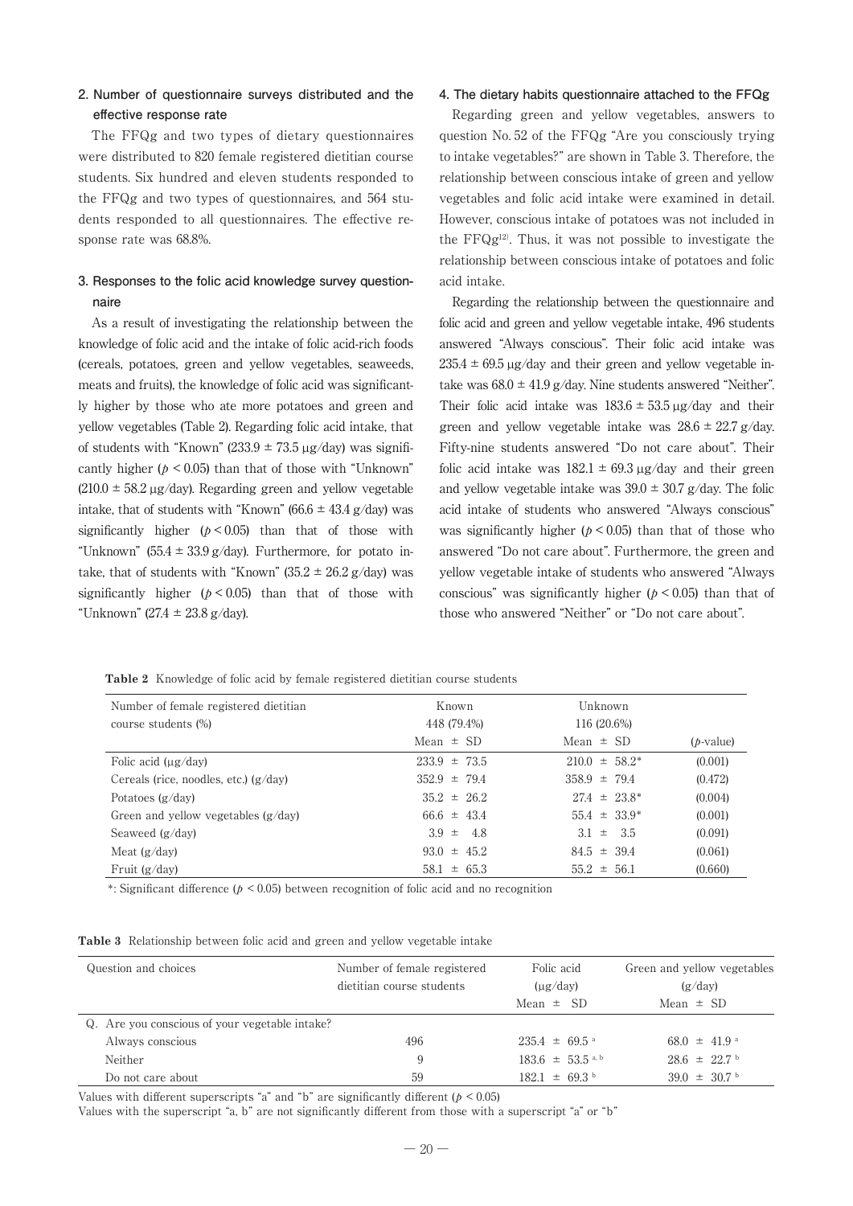### 2. Number of questionnaire surveys distributed and the effective response rate

The FFQg and two types of dietary questionnaires were distributed to 820 female registered dietitian course students. Six hundred and eleven students responded to the FFQg and two types of questionnaires, and 564 students responded to all questionnaires. The effective response rate was 68.8%.

### 3. Responses to the folic acid knowledge survey questionnaire

As a result of investigating the relationship between the knowledge of folic acid and the intake of folic acid-rich foods (cereals, potatoes, green and yellow vegetables, seaweeds, meats and fruits), the knowledge of folic acid was significantly higher by those who ate more potatoes and green and yellow vegetables (Table 2). Regarding folic acid intake, that of students with "Known" (233.9 ± 73.5 μg/day) was significantly higher ($p < 0.05$) than that of those with "Unknown" (210.0 ± 58.2 μg/day). Regarding green and yellow vegetable intake, that of students with "Known" (66.6 ± 43.4 g/day) was significantly higher ($p < 0.05$) than that of those with "Unknown" (55.4 ± 33.9 g/day). Furthermore, for potato intake, that of students with "Known" (35.2 ± 26.2 g/day) was significantly higher ($p < 0.05$) than that of those with "Unknown" (27.4 ± 23.8 g/day).

### 4. The dietary habits questionnaire attached to the FFQg

Regarding green and yellow vegetables, answers to question No. 52 of the FFQg "Are you consciously trying to intake vegetables?" are shown in Table 3. Therefore, the relationship between conscious intake of green and yellow vegetables and folic acid intake were examined in detail. However, conscious intake of potatoes was not included in the FFQg[12]. Thus, it was not possible to investigate the relationship between conscious intake of potatoes and folic acid intake.

Regarding the relationship between the questionnaire and folic acid and green and yellow vegetable intake, 496 students answered "Always conscious". Their folic acid intake was 235.4 ± 69.5 μg/day and their green and yellow vegetable intake was 68.0 ± 41.9 g/day. Nine students answered "Neither". Their folic acid intake was 183.6 ± 53.5 μg/day and their green and yellow vegetable intake was 28.6 ± 22.7 g/day. Fifty-nine students answered "Do not care about". Their folic acid intake was 182.1 ± 69.3 μg/day and their green and yellow vegetable intake was 39.0 ± 30.7 g/day. The folic acid intake of students who answered "Always conscious" was significantly higher ($p < 0.05$) than that of those who answered "Do not care about". Furthermore, the green and yellow vegetable intake of students who answered "Always conscious" was significantly higher ($p < 0.05$) than that of those who answered "Neither" or "Do not care about".

**Table 2** Knowledge of folic acid by female registered dietitian course students

| Number of female registered dietitian course students (%) | Known 448 (79.4%) | Unknown 116 (20.6%) | |
|---|---|---|---|
| | Mean ± SD | Mean ± SD | ($p$-value) |
| Folic acid (μg/day) | 233.9 ± 73.5 | 210.0 ± 58.2* | (0.001) |
| Cereals (rice, noodles, etc.) (g/day) | 352.9 ± 79.4 | 358.9 ± 79.4 | (0.472) |
| Potatoes (g/day) | 35.2 ± 26.2 | 27.4 ± 23.8* | (0.004) |
| Green and yellow vegetables (g/day) | 66.6 ± 43.4 | 55.4 ± 33.9* | (0.001) |
| Seaweed (g/day) | 3.9 ± 4.8 | 3.1 ± 3.5 | (0.091) |
| Meat (g/day) | 93.0 ± 45.2 | 84.5 ± 39.4 | (0.061) |
| Fruit (g/day) | 58.1 ± 65.3 | 55.2 ± 56.1 | (0.660) |

*: Significant difference ($p < 0.05$) between recognition of folic acid and no recognition

**Table 3** Relationship between folic acid and green and yellow vegetable intake

| Question and choices | Number of female registered dietitian course students | Folic acid (μg/day) | Green and yellow vegetables (g/day) |
|---|---|---|---|
| | | Mean ± SD | Mean ± SD |
| Q. Are you conscious of your vegetable intake? | | | |
| Always conscious | 496 | 235.4 ± 69.5 $^{a}$ | 68.0 ± 41.9 $^{a}$ |
| Neither | 9 | 183.6 ± 53.5 $^{a, b}$ | 28.6 ± 22.7 $^{b}$ |
| Do not care about | 59 | 182.1 ± 69.3 $^{b}$ | 39.0 ± 30.7 $^{b}$ |

Values with different superscripts "a" and "b" are significantly different ($p < 0.05$)
Values with the superscript "a, b" are not significantly different from those with a superscript "a" or "b"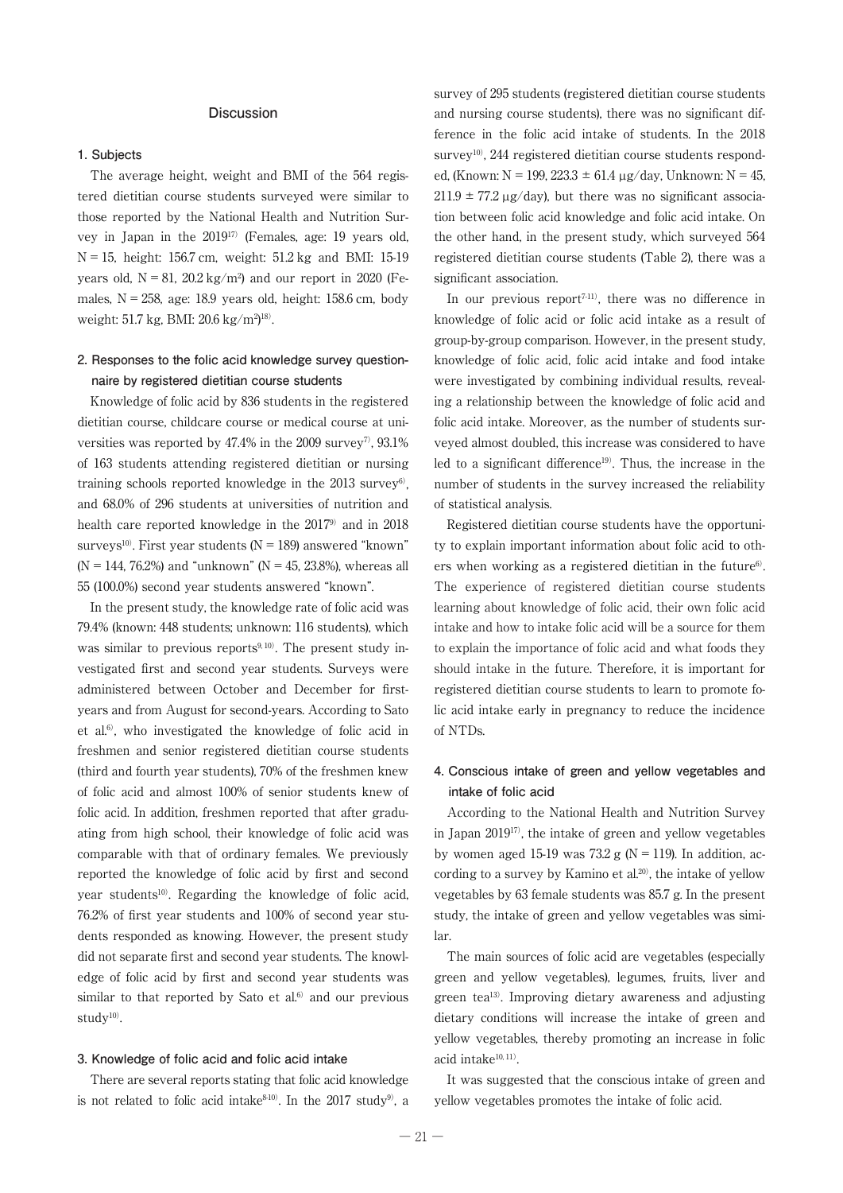## Discussion

### 1. Subjects

The average height, weight and BMI of the 564 registered dietitian course students surveyed were similar to those reported by the National Health and Nutrition Survey in Japan in the 2019[17] (Females, age: 19 years old, N = 15, height: 156.7 cm, weight: 51.2 kg and BMI: 15-19 years old, N = 81, 20.2 kg/m$^2$) and our report in 2020 (Females, N = 258, age: 18.9 years old, height: 158.6 cm, body weight: 51.7 kg, BMI: 20.6 kg/m$^2$)[18].

### 2. Responses to the folic acid knowledge survey questionnaire by registered dietitian course students

Knowledge of folic acid by 836 students in the registered dietitian course, childcare course or medical course at universities was reported by 47.4% in the 2009 survey[7], 93.1% of 163 students attending registered dietitian or nursing training schools reported knowledge in the 2013 survey[6], and 68.0% of 296 students at universities of nutrition and health care reported knowledge in the 2017[9] and in 2018 surveys[10]. First year students (N = 189) answered "known" (N = 144, 76.2%) and "unknown" (N = 45, 23.8%), whereas all 55 (100.0%) second year students answered "known".

In the present study, the knowledge rate of folic acid was 79.4% (known: 448 students; unknown: 116 students), which was similar to previous reports[9,10]. The present study investigated first and second year students. Surveys were administered between October and December for first-years and from August for second-years. According to Sato et al.[6], who investigated the knowledge of folic acid in freshmen and senior registered dietitian course students (third and fourth year students), 70% of the freshmen knew of folic acid and almost 100% of senior students knew of folic acid. In addition, freshmen reported that after graduating from high school, their knowledge of folic acid was comparable with that of ordinary females. We previously reported the knowledge of folic acid by first and second year students[10]. Regarding the knowledge of folic acid, 76.2% of first year students and 100% of second year students responded as knowing. However, the present study did not separate first and second year students. The knowledge of folic acid by first and second year students was similar to that reported by Sato et al.[6] and our previous study[10].

### 3. Knowledge of folic acid and folic acid intake

There are several reports stating that folic acid knowledge is not related to folic acid intake[8-10]. In the 2017 study[9], a survey of 295 students (registered dietitian course students and nursing course students), there was no significant difference in the folic acid intake of students. In the 2018 survey[10], 244 registered dietitian course students responded, (Known: N = 199, 223.3 ± 61.4 μg/day, Unknown: N = 45, 211.9 ± 77.2 μg/day), but there was no significant association between folic acid knowledge and folic acid intake. On the other hand, in the present study, which surveyed 564 registered dietitian course students (Table 2), there was a significant association.

In our previous report[7-11], there was no difference in knowledge of folic acid or folic acid intake as a result of group-by-group comparison. However, in the present study, knowledge of folic acid, folic acid intake and food intake were investigated by combining individual results, revealing a relationship between the knowledge of folic acid and folic acid intake. Moreover, as the number of students surveyed almost doubled, this increase was considered to have led to a significant difference[19]. Thus, the increase in the number of students in the survey increased the reliability of statistical analysis.

Registered dietitian course students have the opportunity to explain important information about folic acid to others when working as a registered dietitian in the future[6]. The experience of registered dietitian course students learning about knowledge of folic acid, their own folic acid intake and how to intake folic acid will be a source for them to explain the importance of folic acid and what foods they should intake in the future. Therefore, it is important for registered dietitian course students to learn to promote folic acid intake early in pregnancy to reduce the incidence of NTDs.

### 4. Conscious intake of green and yellow vegetables and intake of folic acid

According to the National Health and Nutrition Survey in Japan 2019[17], the intake of green and yellow vegetables by women aged 15-19 was 73.2 g (N = 119). In addition, according to a survey by Kamino et al.[20], the intake of yellow vegetables by 63 female students was 85.7 g. In the present study, the intake of green and yellow vegetables was similar.

The main sources of folic acid are vegetables (especially green and yellow vegetables), legumes, fruits, liver and green tea[13]. Improving dietary awareness and adjusting dietary conditions will increase the intake of green and yellow vegetables, thereby promoting an increase in folic acid intake[10,11].

It was suggested that the conscious intake of green and yellow vegetables promotes the intake of folic acid.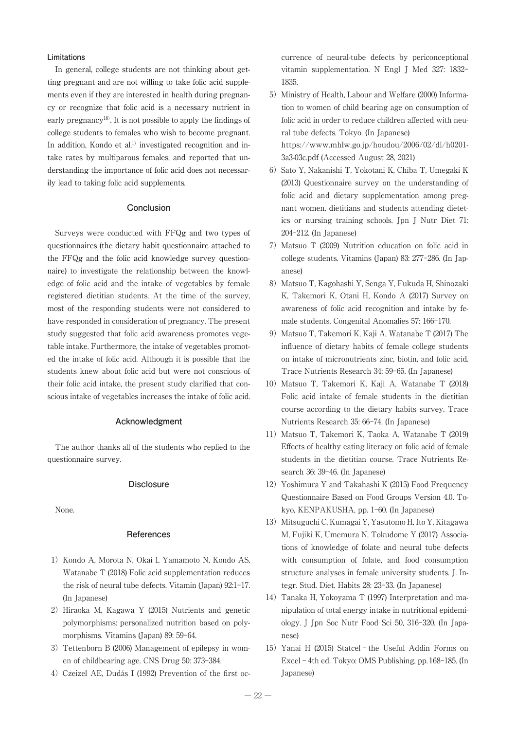### Limitations

In general, college students are not thinking about getting pregnant and are not willing to take folic acid supplements even if they are interested in health during pregnancy or recognize that folic acid is a necessary nutrient in early pregnancy[18]. It is not possible to apply the findings of college students to females who wish to become pregnant. In addition, Kondo et al.[1] investigated recognition and intake rates by multiparous females, and reported that understanding the importance of folic acid does not necessarily lead to taking folic acid supplements.

## Conclusion

Surveys were conducted with FFQg and two types of questionnaires (the dietary habit questionnaire attached to the FFQg and the folic acid knowledge survey questionnaire) to investigate the relationship between the knowledge of folic acid and the intake of vegetables by female registered dietitian students. At the time of the survey, most of the responding students were not considered to have responded in consideration of pregnancy. The present study suggested that folic acid awareness promotes vegetable intake. Furthermore, the intake of vegetables promoted the intake of folic acid. Although it is possible that the students knew about folic acid but were not conscious of their folic acid intake, the present study clarified that conscious intake of vegetables increases the intake of folic acid.

## Acknowledgment

The author thanks all of the students who replied to the questionnaire survey.

## Disclosure

None.

## References

1) Kondo A, Morota N, Okai I, Yamamoto N, Kondo AS, Watanabe T (2018) Folic acid supplementation reduces the risk of neural tube defects. Vitamin (Japan) 92:1–17. (In Japanese)

2) Hiraoka M, Kagawa Y (2015) Nutrients and genetic polymorphisms: personalized nutrition based on polymorphisms. Vitamins (Japan) 89: 59–64.

3) Tettenborn B (2006) Management of epilepsy in women of childbearing age. CNS Drug 50: 373–384.

4) Czeizel AE, Dudás I (1992) Prevention of the first occurrence of neural-tube defects by periconceptional vitamin supplementation. N Engl J Med 327: 1832–1835.

5) Ministry of Health, Labour and Welfare (2000) Information to women of child bearing age on consumption of folic acid in order to reduce children affected with neural tube defects. Tokyo. (In Japanese) https://www.mhlw.go.jp/houdou/2006/02/dl/h0201-3a3-03c.pdf (Accessed August 28, 2021)

6) Sato Y, Nakanishi T, Yokotani K, Chiba T, Umegaki K (2013) Questionnaire survey on the understanding of folic acid and dietary supplementation among pregnant women, dietitians and students attending dietetics or nursing training schools. Jpn J Nutr Diet 71: 204–212. (In Japanese)

7) Matsuo T (2009) Nutrition education on folic acid in college students. Vitamins (Japan) 83: 277–286. (In Japanese)

8) Matsuo T, Kagohashi Y, Senga Y, Fukuda H, Shinozaki K, Takemori K, Otani H, Kondo A (2017) Survey on awareness of folic acid recognition and intake by female students. Congenital Anomalies 57: 166–170.

9) Matsuo T, Takemori K, Kaji A, Watanabe T (2017) The influence of dietary habits of female college students on intake of micronutrients zinc, biotin, and folic acid. Trace Nutrients Research 34: 59–65. (In Japanese)

10) Matsuo T, Takemori K, Kaji A, Watanabe T (2018) Folic acid intake of female students in the dietitian course according to the dietary habits survey. Trace Nutrients Research 35: 66–74. (In Japanese)

11) Matsuo T, Takemori K, Taoka A, Watanabe T (2019) Effects of healthy eating literacy on folic acid of female students in the dietitian course. Trace Nutrients Research 36: 39–46. (In Japanese)

12) Yoshimura Y and Takahashi K (2015) Food Frequency Questionnaire Based on Food Groups Version 4.0. Tokyo, KENPAKUSHA, pp. 1–60. (In Japanese)

13) Mitsuguchi C, Kumagai Y, Yasutomo H, Ito Y, Kitagawa M, Fujiki K, Umemura N, Tokudome Y (2017) Associations of knowledge of folate and neural tube defects with consumption of folate, and food consumption structure analyses in female university students. J. Integr. Stud. Diet. Habits 28: 23–33. (In Japanese)

14) Tanaka H, Yokoyama T (1997) Interpretation and manipulation of total energy intake in nutritional epidemiology. J Jpn Soc Nutr Food Sci 50, 316–320. (In Japanese)

15) Yanai H (2015) Statcel – the Useful Addin Forms on Excel – 4th ed. Tokyo: OMS Publishing, pp. 168–185. (In Japanese)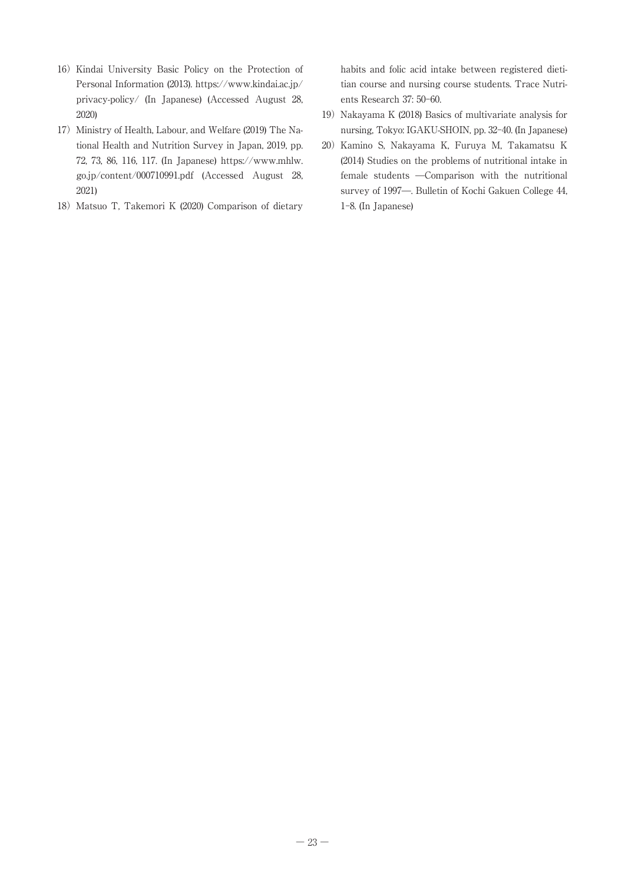16) Kindai University Basic Policy on the Protection of Personal Information (2013). https://www.kindai.ac.jp/privacy-policy/ (In Japanese) (Accessed August 28, 2020)

17) Ministry of Health, Labour, and Welfare (2019) The National Health and Nutrition Survey in Japan, 2019, pp. 72, 73, 86, 116, 117. (In Japanese) https://www.mhlw.go.jp/content/000710991.pdf (Accessed August 28, 2021)

18) Matsuo T, Takemori K (2020) Comparison of dietary habits and folic acid intake between registered dietitian course and nursing course students. Trace Nutrients Research 37: 50–60.

19) Nakayama K (2018) Basics of multivariate analysis for nursing, Tokyo: IGAKU-SHOIN, pp. 32–40. (In Japanese)

20) Kamino S, Nakayama K, Furuya M, Takamatsu K (2014) Studies on the problems of nutritional intake in female students —Comparison with the nutritional survey of 1997—. Bulletin of Kochi Gakuen College 44, 1–8. (In Japanese)